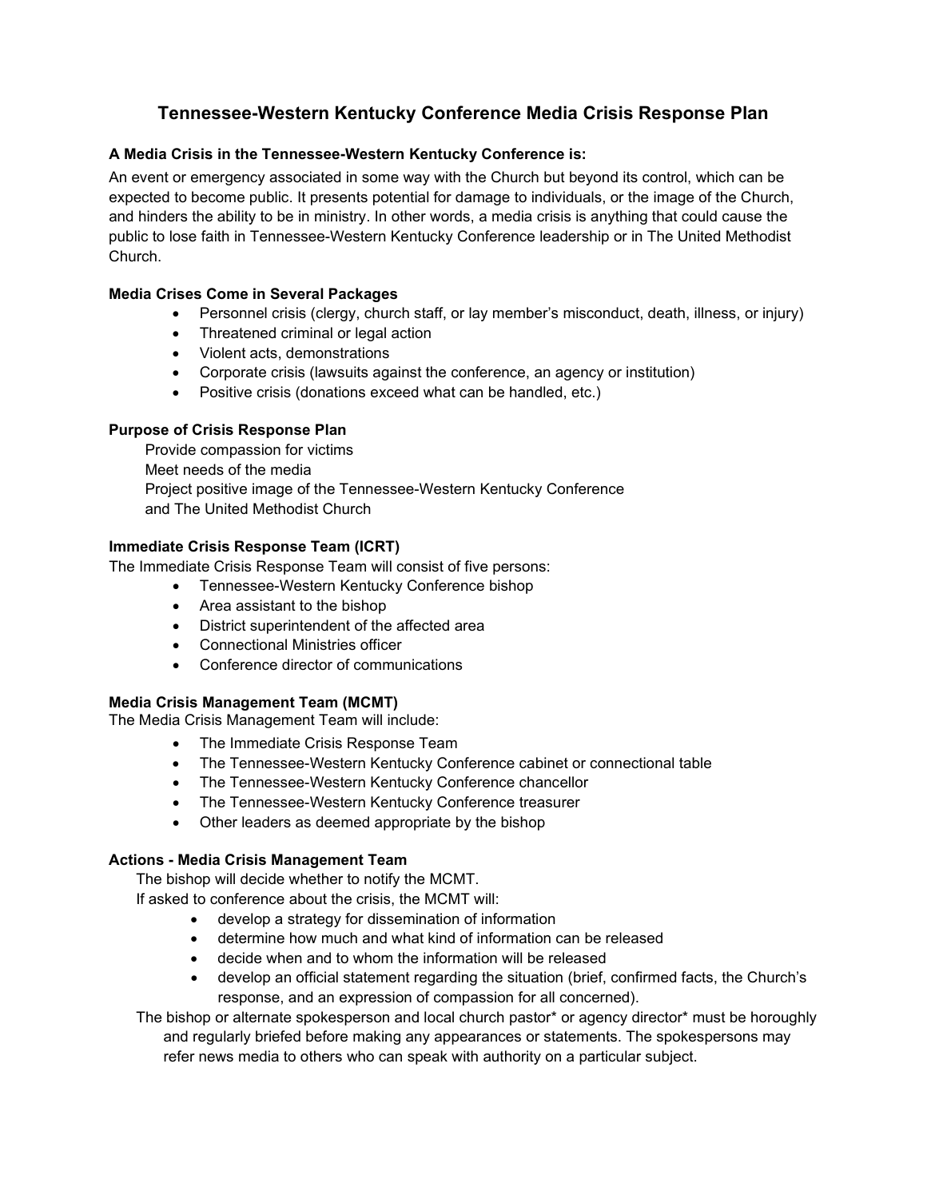# Tennessee-Western Kentucky Conference Media Crisis Response Plan

### A Media Crisis in the Tennessee-Western Kentucky Conference is:

An event or emergency associated in some way with the Church but beyond its control, which can be expected to become public. It presents potential for damage to individuals, or the image of the Church, and hinders the ability to be in ministry. In other words, a media crisis is anything that could cause the public to lose faith in Tennessee-Western Kentucky Conference leadership or in The United Methodist Church.

### Media Crises Come in Several Packages

- Personnel crisis (clergy, church staff, or lay member's misconduct, death, illness, or injury)
- Threatened criminal or legal action
- Violent acts, demonstrations
- Corporate crisis (lawsuits against the conference, an agency or institution)
- Positive crisis (donations exceed what can be handled, etc.)

### Purpose of Crisis Response Plan

Provide compassion for victims
Meet needs of the media
Project positive image of the Tennessee-Western Kentucky Conference and The United Methodist Church

### Immediate Crisis Response Team (ICRT)

The Immediate Crisis Response Team will consist of five persons:

- Tennessee-Western Kentucky Conference bishop
- Area assistant to the bishop
- District superintendent of the affected area
- Connectional Ministries officer
- Conference director of communications

### Media Crisis Management Team (MCMT)

The Media Crisis Management Team will include:

- The Immediate Crisis Response Team
- The Tennessee-Western Kentucky Conference cabinet or connectional table
- The Tennessee-Western Kentucky Conference chancellor
- The Tennessee-Western Kentucky Conference treasurer
- Other leaders as deemed appropriate by the bishop

### Actions - Media Crisis Management Team

The bishop will decide whether to notify the MCMT.

If asked to conference about the crisis, the MCMT will:

- develop a strategy for dissemination of information
- determine how much and what kind of information can be released
- decide when and to whom the information will be released
- develop an official statement regarding the situation (brief, confirmed facts, the Church's response, and an expression of compassion for all concerned).

The bishop or alternate spokesperson and local church pastor* or agency director* must be horoughly and regularly briefed before making any appearances or statements. The spokespersons may refer news media to others who can speak with authority on a particular subject.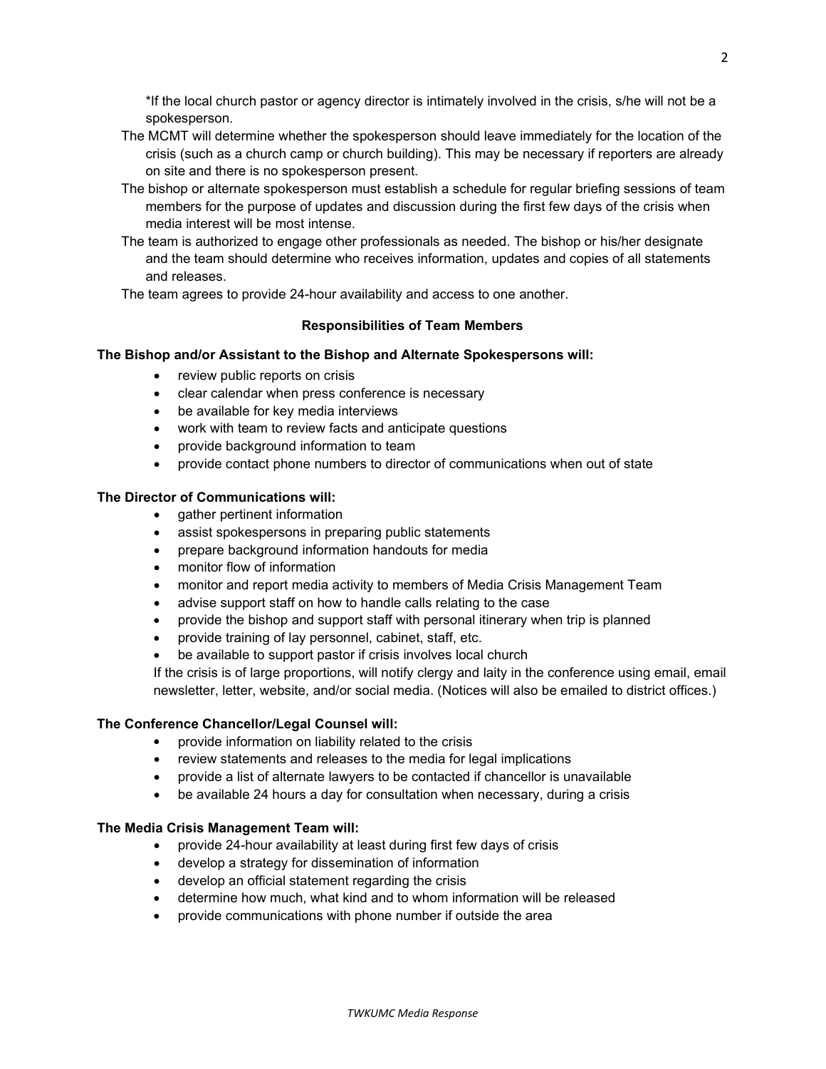*If the local church pastor or agency director is intimately involved in the crisis, s/he will not be a spokesperson.

The MCMT will determine whether the spokesperson should leave immediately for the location of the crisis (such as a church camp or church building). This may be necessary if reporters are already on site and there is no spokesperson present.

The bishop or alternate spokesperson must establish a schedule for regular briefing sessions of team members for the purpose of updates and discussion during the first few days of the crisis when media interest will be most intense.

The team is authorized to engage other professionals as needed. The bishop or his/her designate and the team should determine who receives information, updates and copies of all statements and releases.

The team agrees to provide 24-hour availability and access to one another.

**Responsibilities of Team Members**

**The Bishop and/or Assistant to the Bishop and Alternate Spokespersons will:**

- review public reports on crisis
- clear calendar when press conference is necessary
- be available for key media interviews
- work with team to review facts and anticipate questions
- provide background information to team
- provide contact phone numbers to director of communications when out of state

**The Director of Communications will:**

- gather pertinent information
- assist spokespersons in preparing public statements
- prepare background information handouts for media
- monitor flow of information
- monitor and report media activity to members of Media Crisis Management Team
- advise support staff on how to handle calls relating to the case
- provide the bishop and support staff with personal itinerary when trip is planned
- provide training of lay personnel, cabinet, staff, etc.
- be available to support pastor if crisis involves local church

If the crisis is of large proportions, will notify clergy and laity in the conference using email, email newsletter, letter, website, and/or social media. (Notices will also be emailed to district offices.)

**The Conference Chancellor/Legal Counsel will:**

- provide information on liability related to the crisis
- review statements and releases to the media for legal implications
- provide a list of alternate lawyers to be contacted if chancellor is unavailable
- be available 24 hours a day for consultation when necessary, during a crisis

**The Media Crisis Management Team will:**

- provide 24-hour availability at least during first few days of crisis
- develop a strategy for dissemination of information
- develop an official statement regarding the crisis
- determine how much, what kind and to whom information will be released
- provide communications with phone number if outside the area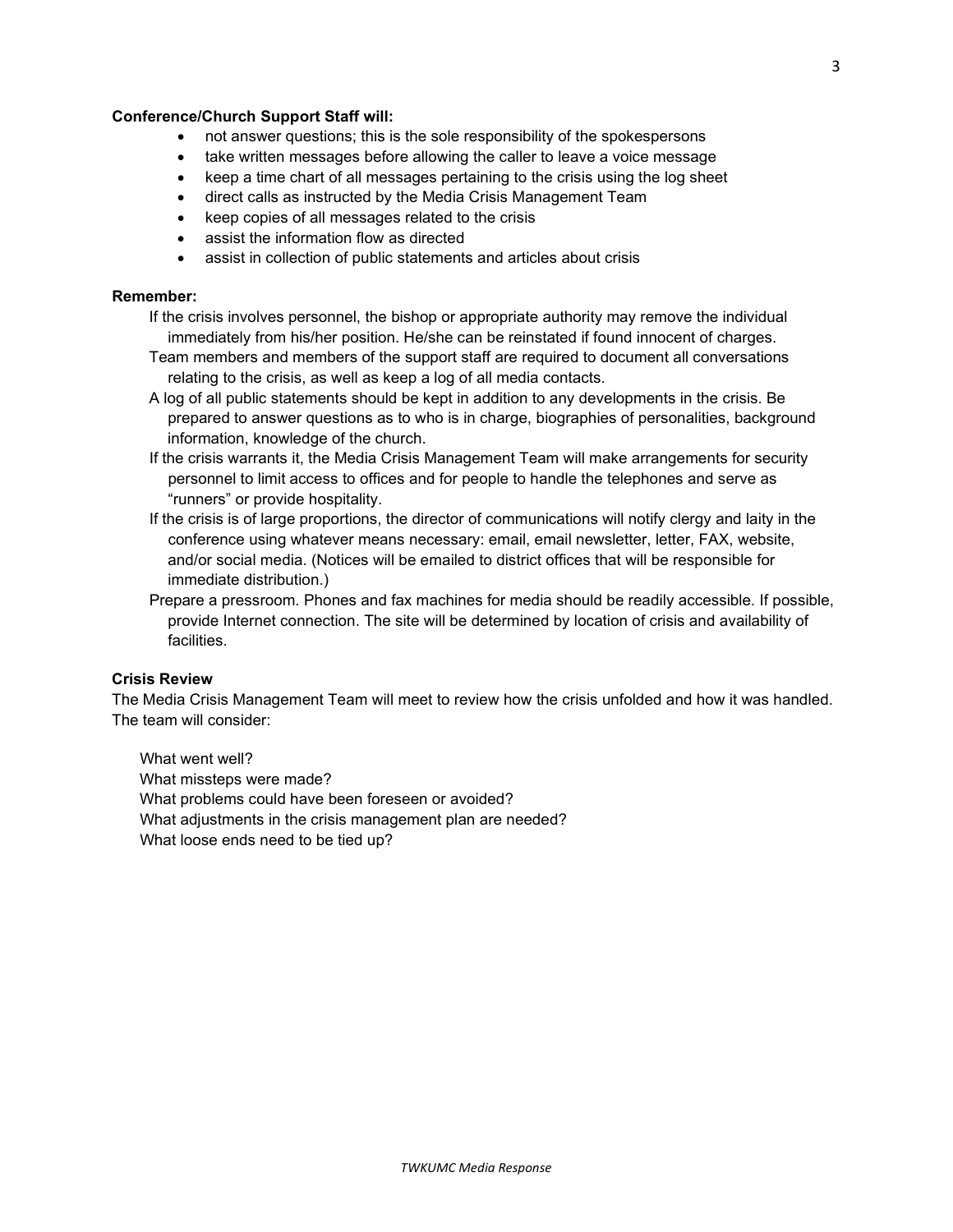**Conference/Church Support Staff will:**

- not answer questions; this is the sole responsibility of the spokespersons
- take written messages before allowing the caller to leave a voice message
- keep a time chart of all messages pertaining to the crisis using the log sheet
- direct calls as instructed by the Media Crisis Management Team
- keep copies of all messages related to the crisis
- assist the information flow as directed
- assist in collection of public statements and articles about crisis

**Remember:**

If the crisis involves personnel, the bishop or appropriate authority may remove the individual immediately from his/her position. He/she can be reinstated if found innocent of charges.

Team members and members of the support staff are required to document all conversations relating to the crisis, as well as keep a log of all media contacts.

A log of all public statements should be kept in addition to any developments in the crisis. Be prepared to answer questions as to who is in charge, biographies of personalities, background information, knowledge of the church.

If the crisis warrants it, the Media Crisis Management Team will make arrangements for security personnel to limit access to offices and for people to handle the telephones and serve as "runners" or provide hospitality.

If the crisis is of large proportions, the director of communications will notify clergy and laity in the conference using whatever means necessary: email, email newsletter, letter, FAX, website, and/or social media. (Notices will be emailed to district offices that will be responsible for immediate distribution.)

Prepare a pressroom. Phones and fax machines for media should be readily accessible. If possible, provide Internet connection. The site will be determined by location of crisis and availability of facilities.

**Crisis Review**

The Media Crisis Management Team will meet to review how the crisis unfolded and how it was handled. The team will consider:

What went well?
What missteps were made?
What problems could have been foreseen or avoided?
What adjustments in the crisis management plan are needed?
What loose ends need to be tied up?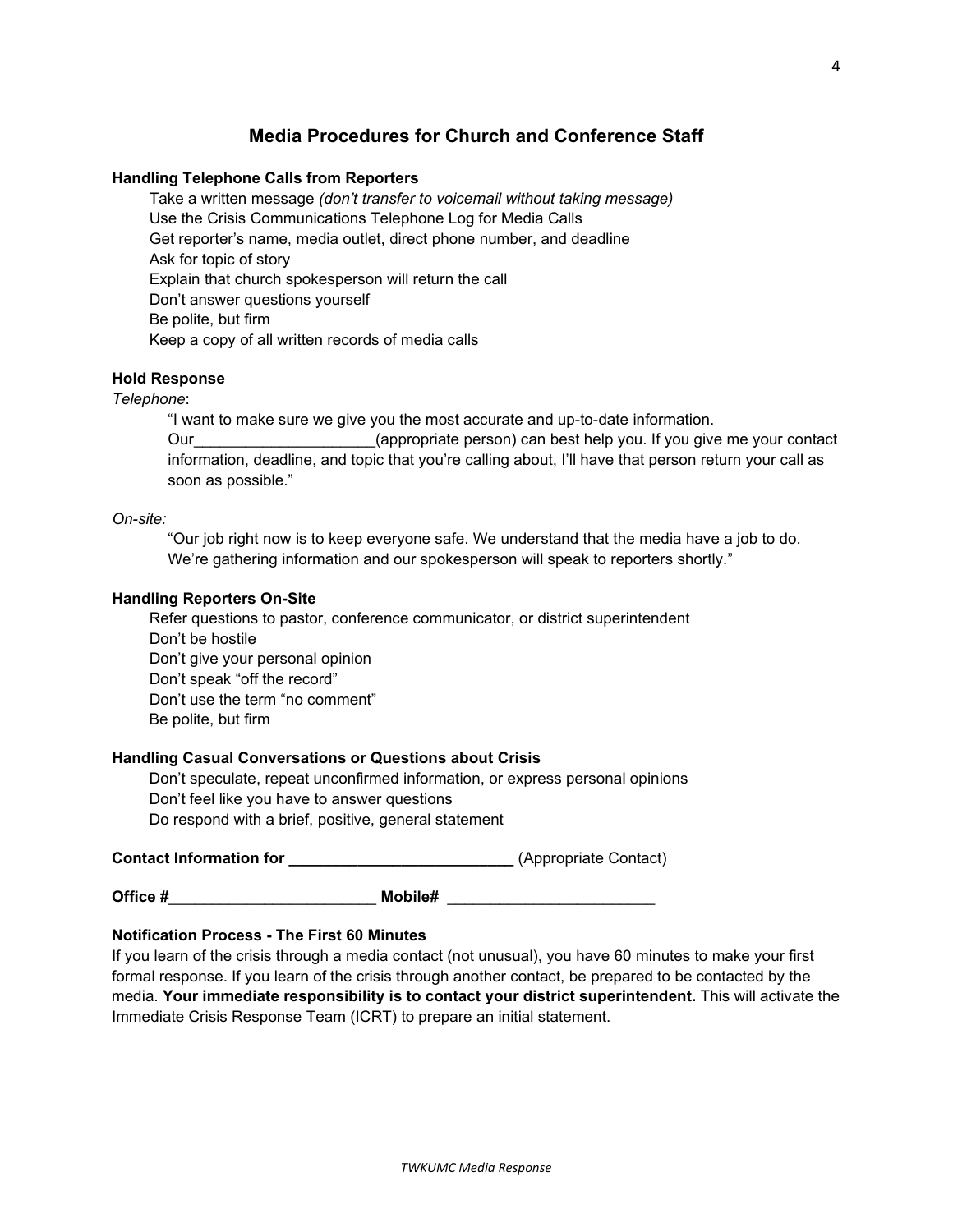## Media Procedures for Church and Conference Staff

**Handling Telephone Calls from Reporters**

Take a written message *(don't transfer to voicemail without taking message)*
Use the Crisis Communications Telephone Log for Media Calls
Get reporter's name, media outlet, direct phone number, and deadline
Ask for topic of story
Explain that church spokesperson will return the call
Don't answer questions yourself
Be polite, but firm
Keep a copy of all written records of media calls

**Hold Response**

*Telephone*:

> "I want to make sure we give you the most accurate and up-to-date information. Our_____________________(appropriate person) can best help you. If you give me your contact information, deadline, and topic that you're calling about, I'll have that person return your call as soon as possible."

*On-site:*

> "Our job right now is to keep everyone safe. We understand that the media have a job to do. We're gathering information and our spokesperson will speak to reporters shortly."

**Handling Reporters On-Site**

Refer questions to pastor, conference communicator, or district superintendent
Don't be hostile
Don't give your personal opinion
Don't speak "off the record"
Don't use the term "no comment"
Be polite, but firm

**Handling Casual Conversations or Questions about Crisis**

Don't speculate, repeat unconfirmed information, or express personal opinions
Don't feel like you have to answer questions
Do respond with a brief, positive, general statement

**Contact Information for __________________________** (Appropriate Contact)

**Office #**________________________ **Mobile#** ________________________

**Notification Process - The First 60 Minutes**

If you learn of the crisis through a media contact (not unusual), you have 60 minutes to make your first formal response. If you learn of the crisis through another contact, be prepared to be contacted by the media. **Your immediate responsibility is to contact your district superintendent.** This will activate the Immediate Crisis Response Team (ICRT) to prepare an initial statement.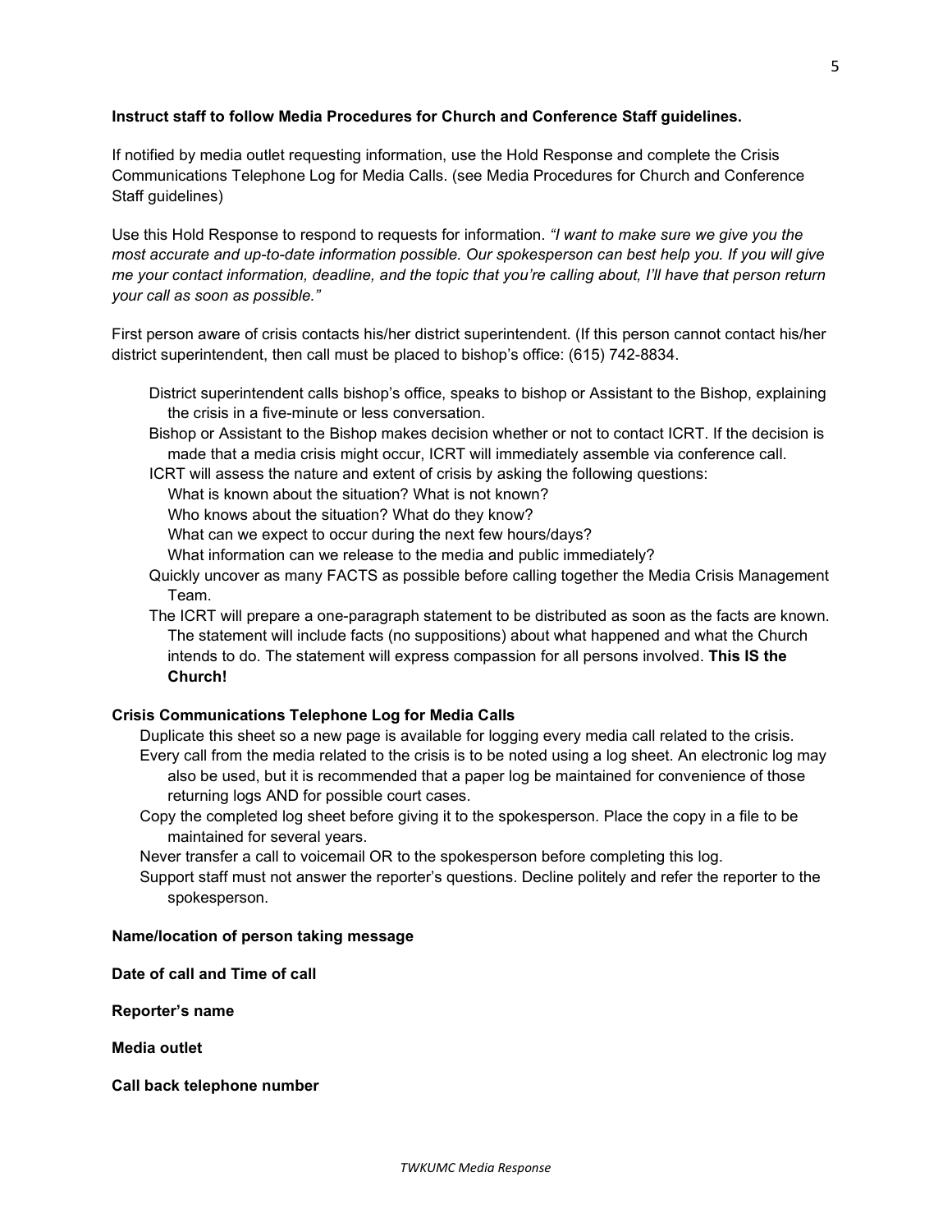**Instruct staff to follow Media Procedures for Church and Conference Staff guidelines.**

If notified by media outlet requesting information, use the Hold Response and complete the Crisis Communications Telephone Log for Media Calls. (see Media Procedures for Church and Conference Staff guidelines)

Use this Hold Response to respond to requests for information. *"I want to make sure we give you the most accurate and up-to-date information possible. Our spokesperson can best help you. If you will give me your contact information, deadline, and the topic that you're calling about, I'll have that person return your call as soon as possible."*

First person aware of crisis contacts his/her district superintendent. (If this person cannot contact his/her district superintendent, then call must be placed to bishop's office: (615) 742-8834.

- District superintendent calls bishop's office, speaks to bishop or Assistant to the Bishop, explaining the crisis in a five-minute or less conversation.
- Bishop or Assistant to the Bishop makes decision whether or not to contact ICRT. If the decision is made that a media crisis might occur, ICRT will immediately assemble via conference call.
- ICRT will assess the nature and extent of crisis by asking the following questions:
  - What is known about the situation? What is not known?
  - Who knows about the situation? What do they know?
  - What can we expect to occur during the next few hours/days?
  - What information can we release to the media and public immediately?
- Quickly uncover as many FACTS as possible before calling together the Media Crisis Management Team.
- The ICRT will prepare a one-paragraph statement to be distributed as soon as the facts are known. The statement will include facts (no suppositions) about what happened and what the Church intends to do. The statement will express compassion for all persons involved. **This IS the Church!**

**Crisis Communications Telephone Log for Media Calls**

- Duplicate this sheet so a new page is available for logging every media call related to the crisis.
- Every call from the media related to the crisis is to be noted using a log sheet. An electronic log may also be used, but it is recommended that a paper log be maintained for convenience of those returning logs AND for possible court cases.
- Copy the completed log sheet before giving it to the spokesperson. Place the copy in a file to be maintained for several years.
- Never transfer a call to voicemail OR to the spokesperson before completing this log.
- Support staff must not answer the reporter's questions. Decline politely and refer the reporter to the spokesperson.

**Name/location of person taking message**

**Date of call and Time of call**

**Reporter's name**

**Media outlet**

**Call back telephone number**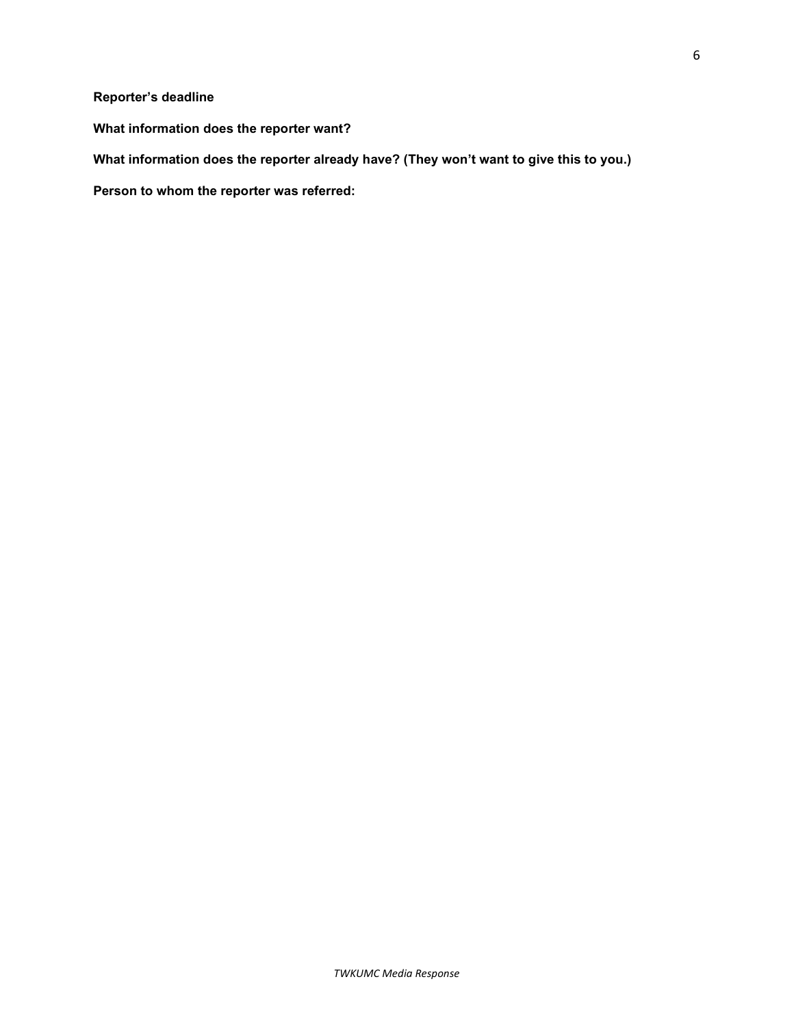**Reporter's deadline**

**What information does the reporter want?**

**What information does the reporter already have? (They won't want to give this to you.)**

**Person to whom the reporter was referred:**